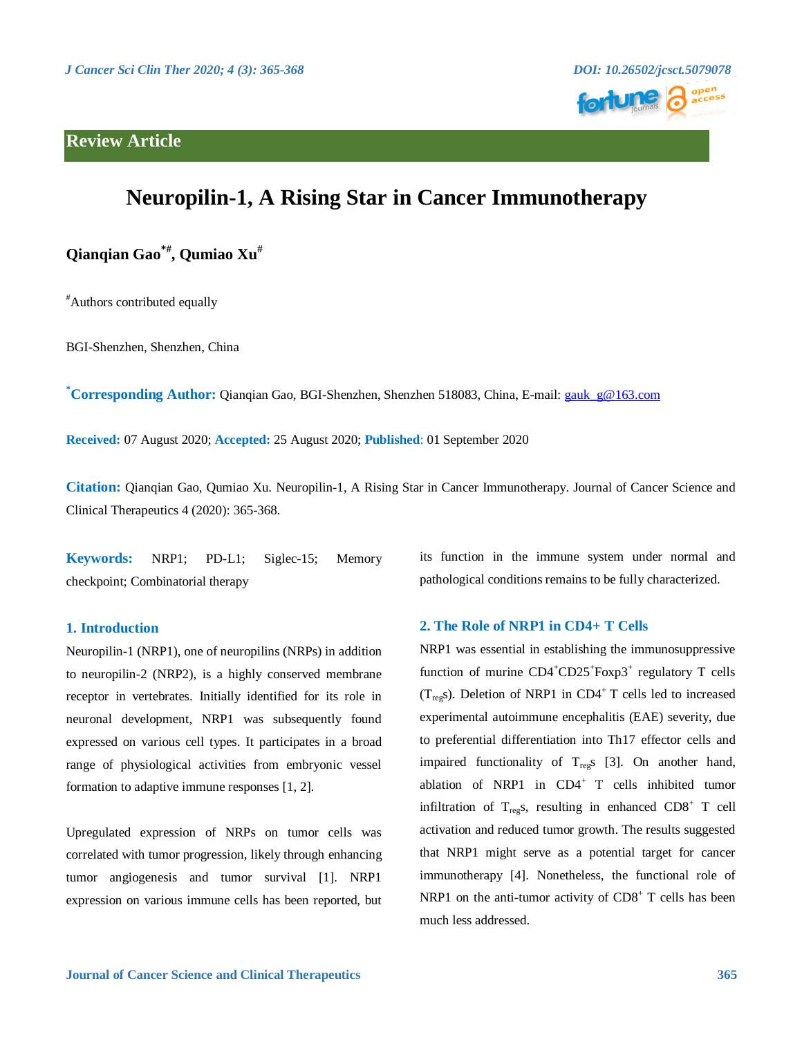## Review Article

# Neuropilin-1, A Rising Star in Cancer Immunotherapy

**Qianqian Gao[*#], Qumiao Xu[#]**

[#]Authors contributed equally

BGI-Shenzhen, Shenzhen, China

[*]**Corresponding Author:** Qianqian Gao, BGI-Shenzhen, Shenzhen 518083, China, E-mail: gauk_g@163.com

**Received:** 07 August 2020; **Accepted:** 25 August 2020; **Published**: 01 September 2020

**Citation:** Qianqian Gao, Qumiao Xu. Neuropilin-1, A Rising Star in Cancer Immunotherapy. Journal of Cancer Science and Clinical Therapeutics 4 (2020): 365-368.

**Keywords:** NRP1; PD-L1; Siglec-15; Memory checkpoint; Combinatorial therapy

## 1. Introduction

Neuropilin-1 (NRP1), one of neuropilins (NRPs) in addition to neuropilin-2 (NRP2), is a highly conserved membrane receptor in vertebrates. Initially identified for its role in neuronal development, NRP1 was subsequently found expressed on various cell types. It participates in a broad range of physiological activities from embryonic vessel formation to adaptive immune responses [1, 2].

Upregulated expression of NRPs on tumor cells was correlated with tumor progression, likely through enhancing tumor angiogenesis and tumor survival [1]. NRP1 expression on various immune cells has been reported, but its function in the immune system under normal and pathological conditions remains to be fully characterized.

## 2. The Role of NRP1 in CD4+ T Cells

NRP1 was essential in establishing the immunosuppressive function of murine $CD4^+CD25^+Foxp3^+$ regulatory T cells ($T_{reg}$s). Deletion of NRP1 in $CD4^+$ T cells led to increased experimental autoimmune encephalitis (EAE) severity, due to preferential differentiation into Th17 effector cells and impaired functionality of $T_{reg}$s [3]. On another hand, ablation of NRP1 in $CD4^+$ T cells inhibited tumor infiltration of $T_{reg}$s, resulting in enhanced $CD8^+$ T cell activation and reduced tumor growth. The results suggested that NRP1 might serve as a potential target for cancer immunotherapy [4]. Nonetheless, the functional role of NRP1 on the anti-tumor activity of $CD8^+$ T cells has been much less addressed.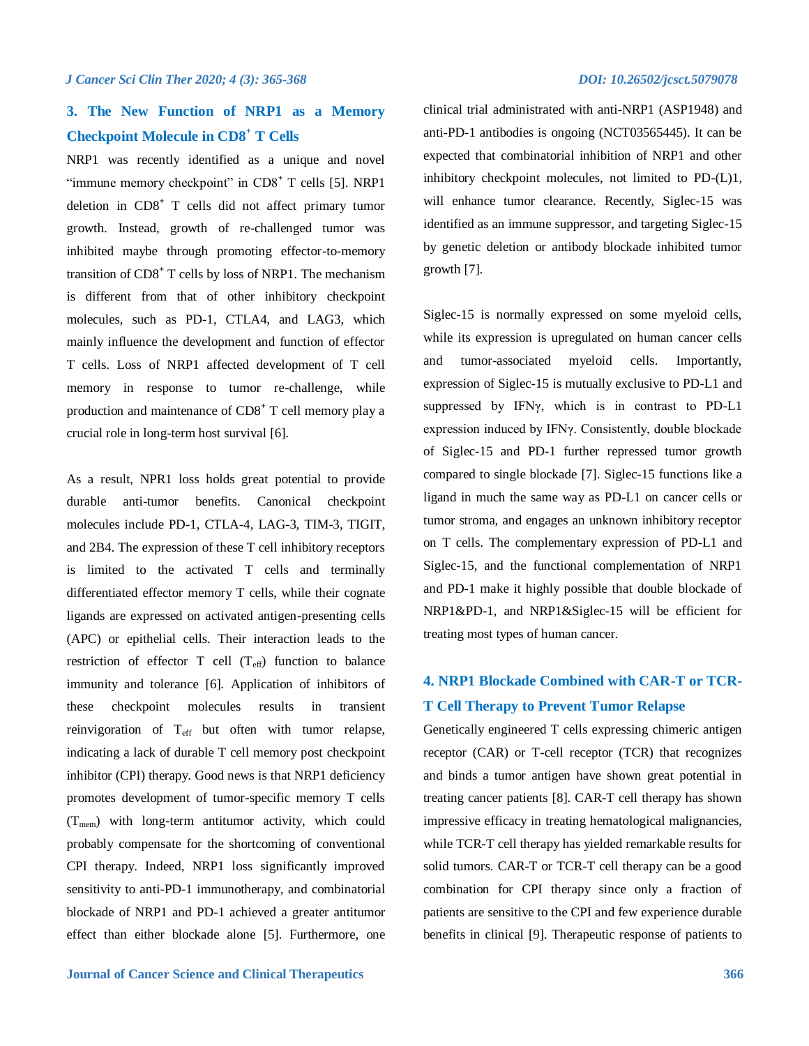## 3. The New Function of NRP1 as a Memory Checkpoint Molecule in CD8$^+$ T Cells

NRP1 was recently identified as a unique and novel "immune memory checkpoint" in CD8$^+$ T cells [5]. NRP1 deletion in CD8$^+$ T cells did not affect primary tumor growth. Instead, growth of re-challenged tumor was inhibited maybe through promoting effector-to-memory transition of CD8$^+$ T cells by loss of NRP1. The mechanism is different from that of other inhibitory checkpoint molecules, such as PD-1, CTLA4, and LAG3, which mainly influence the development and function of effector T cells. Loss of NRP1 affected development of T cell memory in response to tumor re-challenge, while production and maintenance of CD8$^+$ T cell memory play a crucial role in long-term host survival [6].

As a result, NPR1 loss holds great potential to provide durable anti-tumor benefits. Canonical checkpoint molecules include PD-1, CTLA-4, LAG-3, TIM-3, TIGIT, and 2B4. The expression of these T cell inhibitory receptors is limited to the activated T cells and terminally differentiated effector memory T cells, while their cognate ligands are expressed on activated antigen-presenting cells (APC) or epithelial cells. Their interaction leads to the restriction of effector T cell ($T_{eff}$) function to balance immunity and tolerance [6]. Application of inhibitors of these checkpoint molecules results in transient reinvigoration of $T_{eff}$ but often with tumor relapse, indicating a lack of durable T cell memory post checkpoint inhibitor (CPI) therapy. Good news is that NRP1 deficiency promotes development of tumor-specific memory T cells ($T_{mem}$) with long-term antitumor activity, which could probably compensate for the shortcoming of conventional CPI therapy. Indeed, NRP1 loss significantly improved sensitivity to anti-PD-1 immunotherapy, and combinatorial blockade of NRP1 and PD-1 achieved a greater antitumor effect than either blockade alone [5]. Furthermore, one clinical trial administrated with anti-NRP1 (ASP1948) and anti-PD-1 antibodies is ongoing (NCT03565445). It can be expected that combinatorial inhibition of NRP1 and other inhibitory checkpoint molecules, not limited to PD-(L)1, will enhance tumor clearance. Recently, Siglec-15 was identified as an immune suppressor, and targeting Siglec-15 by genetic deletion or antibody blockade inhibited tumor growth [7].

Siglec-15 is normally expressed on some myeloid cells, while its expression is upregulated on human cancer cells and tumor-associated myeloid cells. Importantly, expression of Siglec-15 is mutually exclusive to PD-L1 and suppressed by IFNγ, which is in contrast to PD-L1 expression induced by IFNγ. Consistently, double blockade of Siglec-15 and PD-1 further repressed tumor growth compared to single blockade [7]. Siglec-15 functions like a ligand in much the same way as PD-L1 on cancer cells or tumor stroma, and engages an unknown inhibitory receptor on T cells. The complementary expression of PD-L1 and Siglec-15, and the functional complementation of NRP1 and PD-1 make it highly possible that double blockade of NRP1&PD-1, and NRP1&Siglec-15 will be efficient for treating most types of human cancer.

## 4. NRP1 Blockade Combined with CAR-T or TCR-T Cell Therapy to Prevent Tumor Relapse

Genetically engineered T cells expressing chimeric antigen receptor (CAR) or T-cell receptor (TCR) that recognizes and binds a tumor antigen have shown great potential in treating cancer patients [8]. CAR-T cell therapy has shown impressive efficacy in treating hematological malignancies, while TCR-T cell therapy has yielded remarkable results for solid tumors. CAR-T or TCR-T cell therapy can be a good combination for CPI therapy since only a fraction of patients are sensitive to the CPI and few experience durable benefits in clinical [9]. Therapeutic response of patients to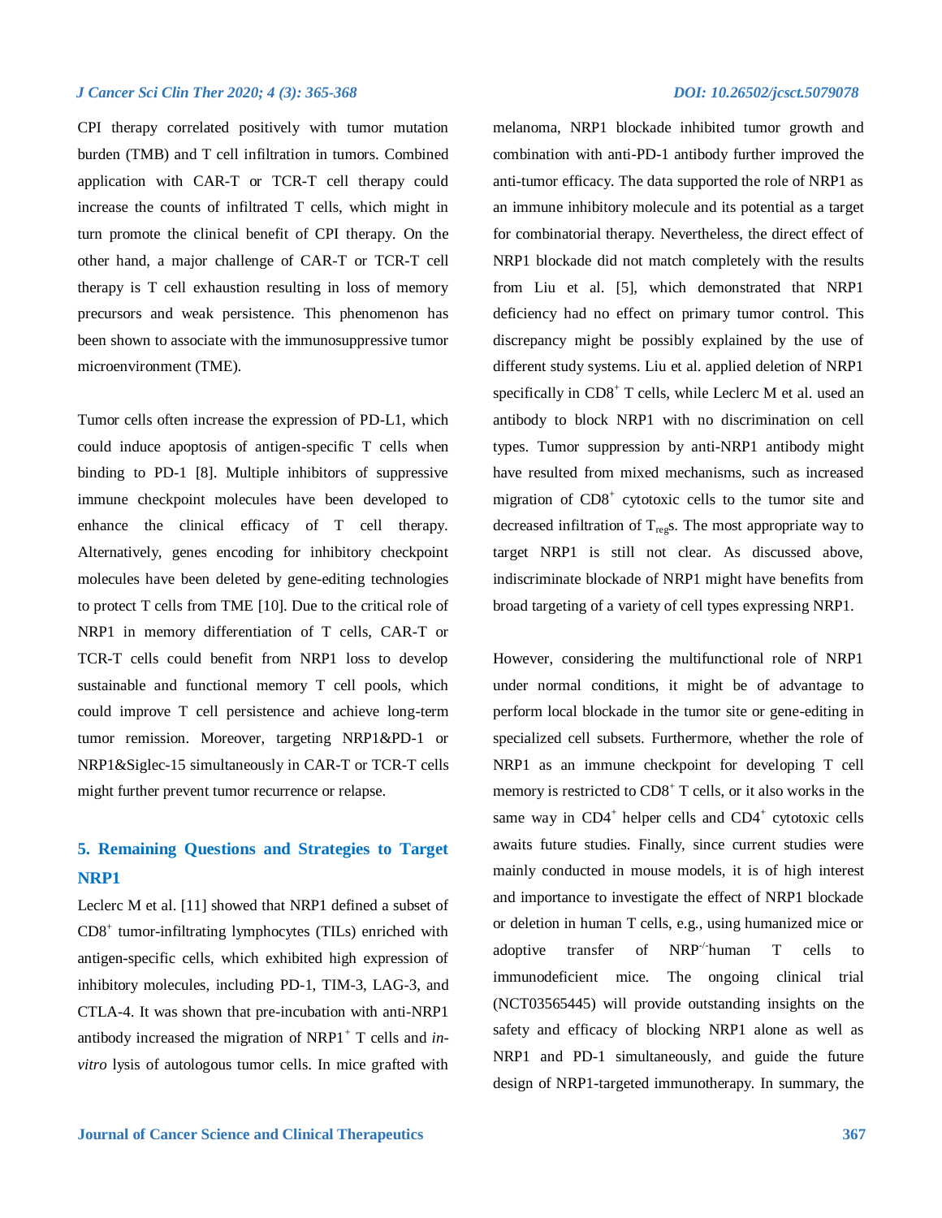CPI therapy correlated positively with tumor mutation burden (TMB) and T cell infiltration in tumors. Combined application with CAR-T or TCR-T cell therapy could increase the counts of infiltrated T cells, which might in turn promote the clinical benefit of CPI therapy. On the other hand, a major challenge of CAR-T or TCR-T cell therapy is T cell exhaustion resulting in loss of memory precursors and weak persistence. This phenomenon has been shown to associate with the immunosuppressive tumor microenvironment (TME).

Tumor cells often increase the expression of PD-L1, which could induce apoptosis of antigen-specific T cells when binding to PD-1 [8]. Multiple inhibitors of suppressive immune checkpoint molecules have been developed to enhance the clinical efficacy of T cell therapy. Alternatively, genes encoding for inhibitory checkpoint molecules have been deleted by gene-editing technologies to protect T cells from TME [10]. Due to the critical role of NRP1 in memory differentiation of T cells, CAR-T or TCR-T cells could benefit from NRP1 loss to develop sustainable and functional memory T cell pools, which could improve T cell persistence and achieve long-term tumor remission. Moreover, targeting NRP1&PD-1 or NRP1&Siglec-15 simultaneously in CAR-T or TCR-T cells might further prevent tumor recurrence or relapse.

## 5. Remaining Questions and Strategies to Target NRP1

Leclerc M et al. [11] showed that NRP1 defined a subset of $CD8^+$ tumor-infiltrating lymphocytes (TILs) enriched with antigen-specific cells, which exhibited high expression of inhibitory molecules, including PD-1, TIM-3, LAG-3, and CTLA-4. It was shown that pre-incubation with anti-NRP1 antibody increased the migration of $NRP1^+$ T cells and *in-vitro* lysis of autologous tumor cells. In mice grafted with melanoma, NRP1 blockade inhibited tumor growth and combination with anti-PD-1 antibody further improved the anti-tumor efficacy. The data supported the role of NRP1 as an immune inhibitory molecule and its potential as a target for combinatorial therapy. Nevertheless, the direct effect of NRP1 blockade did not match completely with the results from Liu et al. [5], which demonstrated that NRP1 deficiency had no effect on primary tumor control. This discrepancy might be possibly explained by the use of different study systems. Liu et al. applied deletion of NRP1 specifically in $CD8^+$ T cells, while Leclerc M et al. used an antibody to block NRP1 with no discrimination on cell types. Tumor suppression by anti-NRP1 antibody might have resulted from mixed mechanisms, such as increased migration of $CD8^+$ cytotoxic cells to the tumor site and decreased infiltration of $T_{reg}$s. The most appropriate way to target NRP1 is still not clear. As discussed above, indiscriminate blockade of NRP1 might have benefits from broad targeting of a variety of cell types expressing NRP1.

However, considering the multifunctional role of NRP1 under normal conditions, it might be of advantage to perform local blockade in the tumor site or gene-editing in specialized cell subsets. Furthermore, whether the role of NRP1 as an immune checkpoint for developing T cell memory is restricted to $CD8^+$ T cells, or it also works in the same way in $CD4^+$ helper cells and $CD4^+$ cytotoxic cells awaits future studies. Finally, since current studies were mainly conducted in mouse models, it is of high interest and importance to investigate the effect of NRP1 blockade or deletion in human T cells, e.g., using humanized mice or adoptive transfer of $NRP^{-/-}$human T cells to immunodeficient mice. The ongoing clinical trial (NCT03565445) will provide outstanding insights on the safety and efficacy of blocking NRP1 alone as well as NRP1 and PD-1 simultaneously, and guide the future design of NRP1-targeted immunotherapy. In summary, the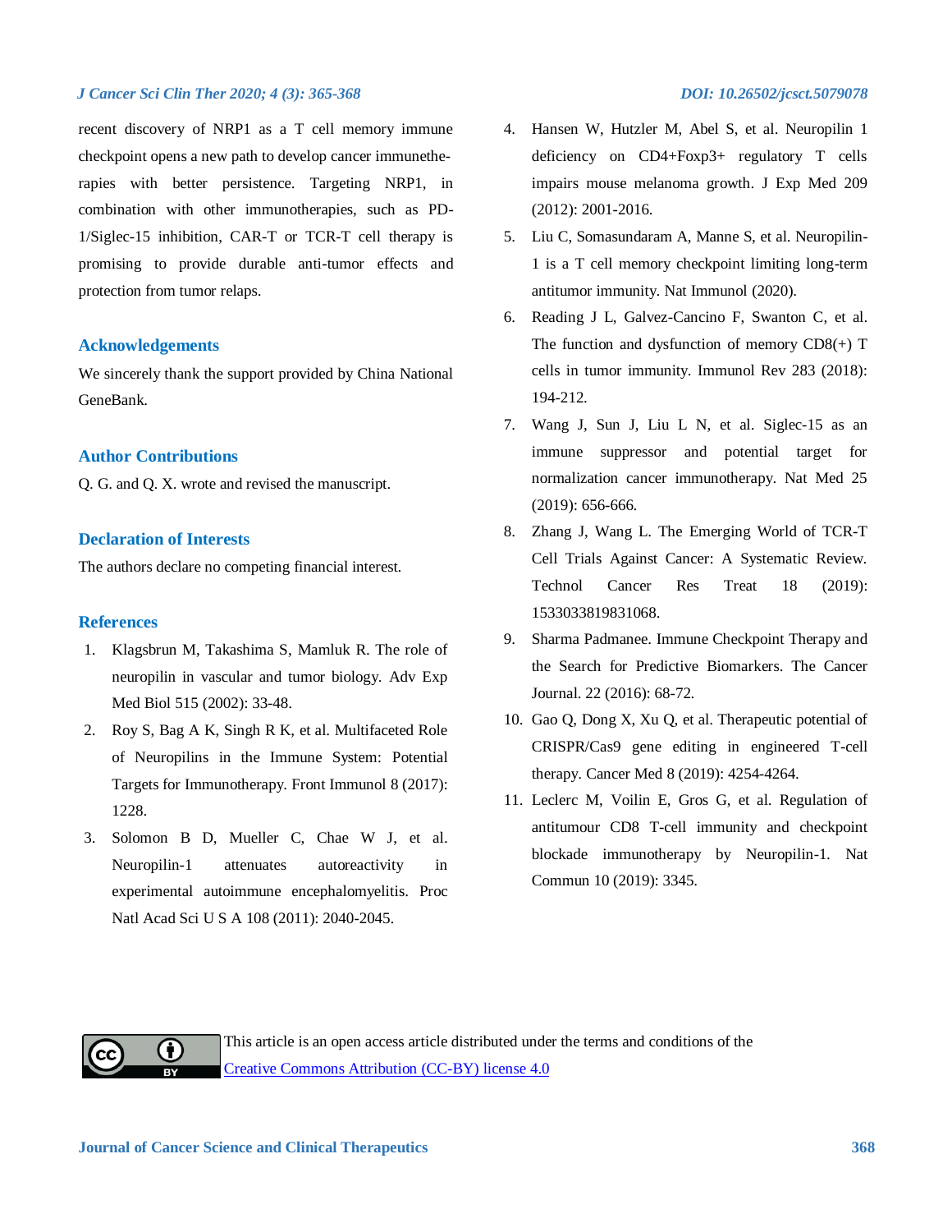recent discovery of NRP1 as a T cell memory immune checkpoint opens a new path to develop cancer immunetherapies with better persistence. Targeting NRP1, in combination with other immunotherapies, such as PD-1/Siglec-15 inhibition, CAR-T or TCR-T cell therapy is promising to provide durable anti-tumor effects and protection from tumor relaps.

## Acknowledgements

We sincerely thank the support provided by China National GeneBank.

## Author Contributions

Q. G. and Q. X. wrote and revised the manuscript.

## Declaration of Interests

The authors declare no competing financial interest.

## References

1. Klagsbrun M, Takashima S, Mamluk R. The role of neuropilin in vascular and tumor biology. Adv Exp Med Biol 515 (2002): 33-48.
2. Roy S, Bag A K, Singh R K, et al. Multifaceted Role of Neuropilins in the Immune System: Potential Targets for Immunotherapy. Front Immunol 8 (2017): 1228.
3. Solomon B D, Mueller C, Chae W J, et al. Neuropilin-1 attenuates autoreactivity in experimental autoimmune encephalomyelitis. Proc Natl Acad Sci U S A 108 (2011): 2040-2045.
4. Hansen W, Hutzler M, Abel S, et al. Neuropilin 1 deficiency on CD4+Foxp3+ regulatory T cells impairs mouse melanoma growth. J Exp Med 209 (2012): 2001-2016.
5. Liu C, Somasundaram A, Manne S, et al. Neuropilin-1 is a T cell memory checkpoint limiting long-term antitumor immunity. Nat Immunol (2020).
6. Reading J L, Galvez-Cancino F, Swanton C, et al. The function and dysfunction of memory CD8(+) T cells in tumor immunity. Immunol Rev 283 (2018): 194-212.
7. Wang J, Sun J, Liu L N, et al. Siglec-15 as an immune suppressor and potential target for normalization cancer immunotherapy. Nat Med 25 (2019): 656-666.
8. Zhang J, Wang L. The Emerging World of TCR-T Cell Trials Against Cancer: A Systematic Review. Technol Cancer Res Treat 18 (2019): 1533033819831068.
9. Sharma Padmanee. Immune Checkpoint Therapy and the Search for Predictive Biomarkers. The Cancer Journal. 22 (2016): 68-72.
10. Gao Q, Dong X, Xu Q, et al. Therapeutic potential of CRISPR/Cas9 gene editing in engineered T-cell therapy. Cancer Med 8 (2019): 4254-4264.
11. Leclerc M, Voilin E, Gros G, et al. Regulation of antitumour CD8 T-cell immunity and checkpoint blockade immunotherapy by Neuropilin-1. Nat Commun 10 (2019): 3345.

This article is an open access article distributed under the terms and conditions of the [Creative Commons Attribution (CC-BY) license 4.0](https://creativecommons.org/licenses/by/4.0/)